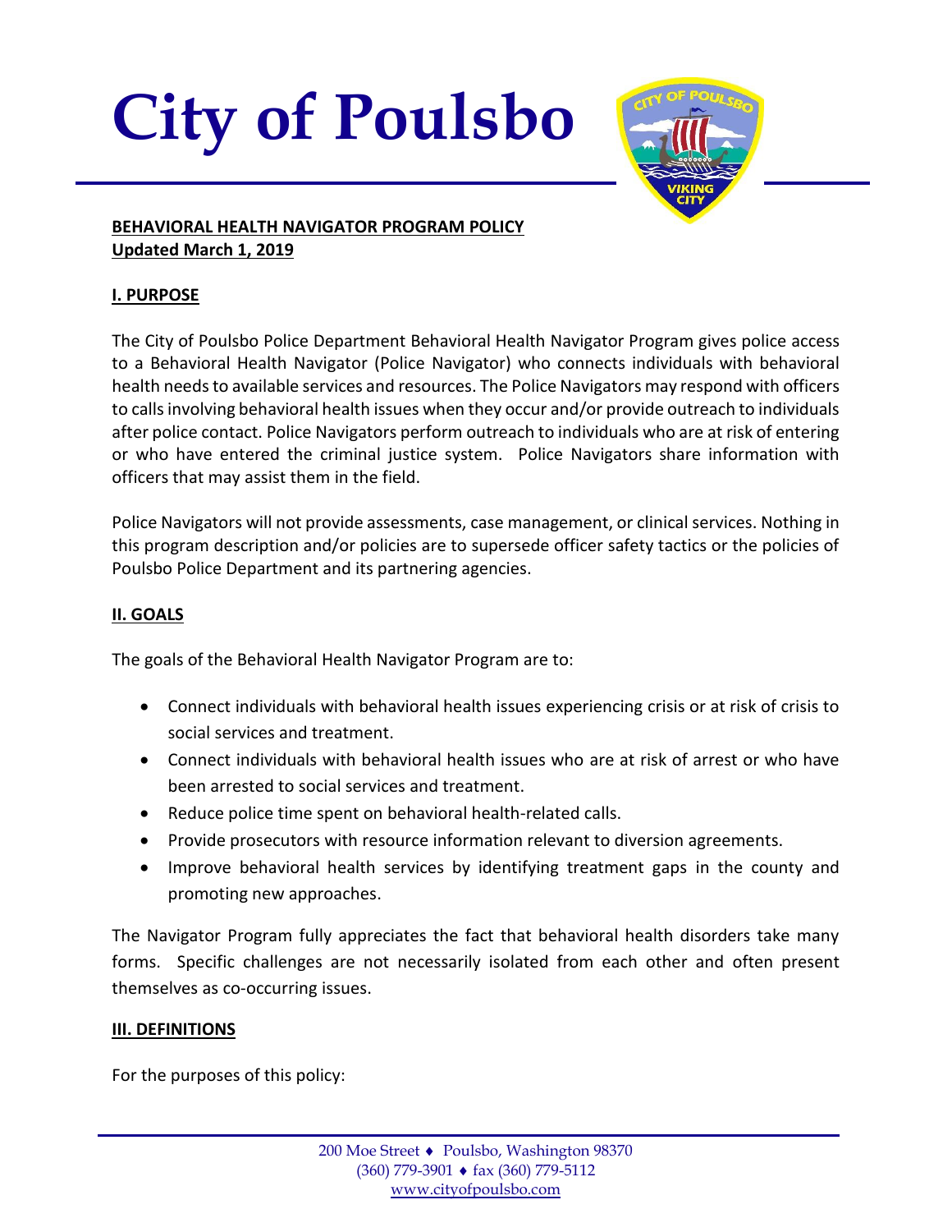# City of Poulsbo

**BEHAVIORAL HEALTH NAVIGATOR PROGRAM POLICY**
**Updated March 1, 2019**

## I. PURPOSE

The City of Poulsbo Police Department Behavioral Health Navigator Program gives police access to a Behavioral Health Navigator (Police Navigator) who connects individuals with behavioral health needs to available services and resources. The Police Navigators may respond with officers to calls involving behavioral health issues when they occur and/or provide outreach to individuals after police contact. Police Navigators perform outreach to individuals who are at risk of entering or who have entered the criminal justice system. Police Navigators share information with officers that may assist them in the field.

Police Navigators will not provide assessments, case management, or clinical services. Nothing in this program description and/or policies are to supersede officer safety tactics or the policies of Poulsbo Police Department and its partnering agencies.

## II. GOALS

The goals of the Behavioral Health Navigator Program are to:

- Connect individuals with behavioral health issues experiencing crisis or at risk of crisis to social services and treatment.
- Connect individuals with behavioral health issues who are at risk of arrest or who have been arrested to social services and treatment.
- Reduce police time spent on behavioral health-related calls.
- Provide prosecutors with resource information relevant to diversion agreements.
- Improve behavioral health services by identifying treatment gaps in the county and promoting new approaches.

The Navigator Program fully appreciates the fact that behavioral health disorders take many forms. Specific challenges are not necessarily isolated from each other and often present themselves as co-occurring issues.

## III. DEFINITIONS

For the purposes of this policy: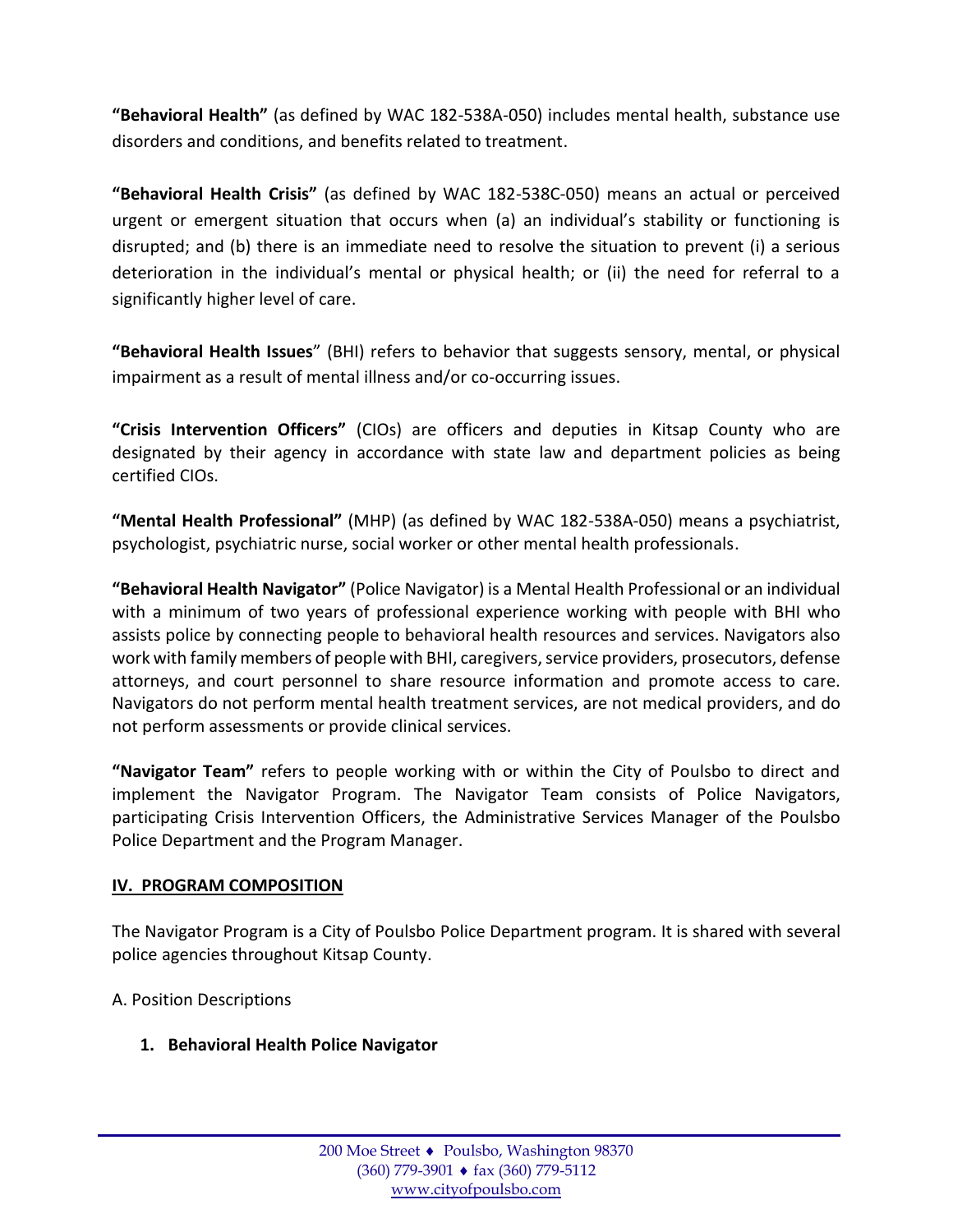**"Behavioral Health"** (as defined by WAC 182-538A-050) includes mental health, substance use disorders and conditions, and benefits related to treatment.

**"Behavioral Health Crisis"** (as defined by WAC 182-538C-050) means an actual or perceived urgent or emergent situation that occurs when (a) an individual's stability or functioning is disrupted; and (b) there is an immediate need to resolve the situation to prevent (i) a serious deterioration in the individual's mental or physical health; or (ii) the need for referral to a significantly higher level of care.

**"Behavioral Health Issues**" (BHI) refers to behavior that suggests sensory, mental, or physical impairment as a result of mental illness and/or co-occurring issues.

**"Crisis Intervention Officers"** (CIOs) are officers and deputies in Kitsap County who are designated by their agency in accordance with state law and department policies as being certified CIOs.

**"Mental Health Professional"** (MHP) (as defined by WAC 182-538A-050) means a psychiatrist, psychologist, psychiatric nurse, social worker or other mental health professionals.

**"Behavioral Health Navigator"** (Police Navigator) is a Mental Health Professional or an individual with a minimum of two years of professional experience working with people with BHI who assists police by connecting people to behavioral health resources and services. Navigators also work with family members of people with BHI, caregivers, service providers, prosecutors, defense attorneys, and court personnel to share resource information and promote access to care. Navigators do not perform mental health treatment services, are not medical providers, and do not perform assessments or provide clinical services.

**"Navigator Team"** refers to people working with or within the City of Poulsbo to direct and implement the Navigator Program. The Navigator Team consists of Police Navigators, participating Crisis Intervention Officers, the Administrative Services Manager of the Poulsbo Police Department and the Program Manager.

## IV. PROGRAM COMPOSITION

The Navigator Program is a City of Poulsbo Police Department program. It is shared with several police agencies throughout Kitsap County.

A. Position Descriptions

1. **Behavioral Health Police Navigator**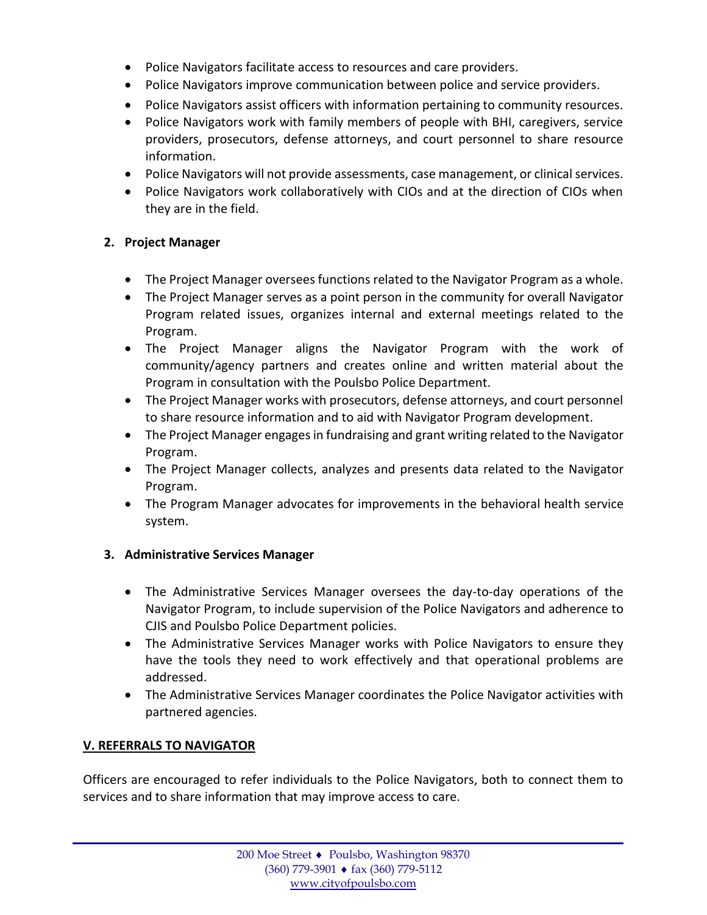- Police Navigators facilitate access to resources and care providers.
- Police Navigators improve communication between police and service providers.
- Police Navigators assist officers with information pertaining to community resources.
- Police Navigators work with family members of people with BHI, caregivers, service providers, prosecutors, defense attorneys, and court personnel to share resource information.
- Police Navigators will not provide assessments, case management, or clinical services.
- Police Navigators work collaboratively with CIOs and at the direction of CIOs when they are in the field.

**2. Project Manager**

- The Project Manager oversees functions related to the Navigator Program as a whole.
- The Project Manager serves as a point person in the community for overall Navigator Program related issues, organizes internal and external meetings related to the Program.
- The Project Manager aligns the Navigator Program with the work of community/agency partners and creates online and written material about the Program in consultation with the Poulsbo Police Department.
- The Project Manager works with prosecutors, defense attorneys, and court personnel to share resource information and to aid with Navigator Program development.
- The Project Manager engages in fundraising and grant writing related to the Navigator Program.
- The Project Manager collects, analyzes and presents data related to the Navigator Program.
- The Program Manager advocates for improvements in the behavioral health service system.

**3. Administrative Services Manager**

- The Administrative Services Manager oversees the day-to-day operations of the Navigator Program, to include supervision of the Police Navigators and adherence to CJIS and Poulsbo Police Department policies.
- The Administrative Services Manager works with Police Navigators to ensure they have the tools they need to work effectively and that operational problems are addressed.
- The Administrative Services Manager coordinates the Police Navigator activities with partnered agencies.

## V. REFERRALS TO NAVIGATOR

Officers are encouraged to refer individuals to the Police Navigators, both to connect them to services and to share information that may improve access to care.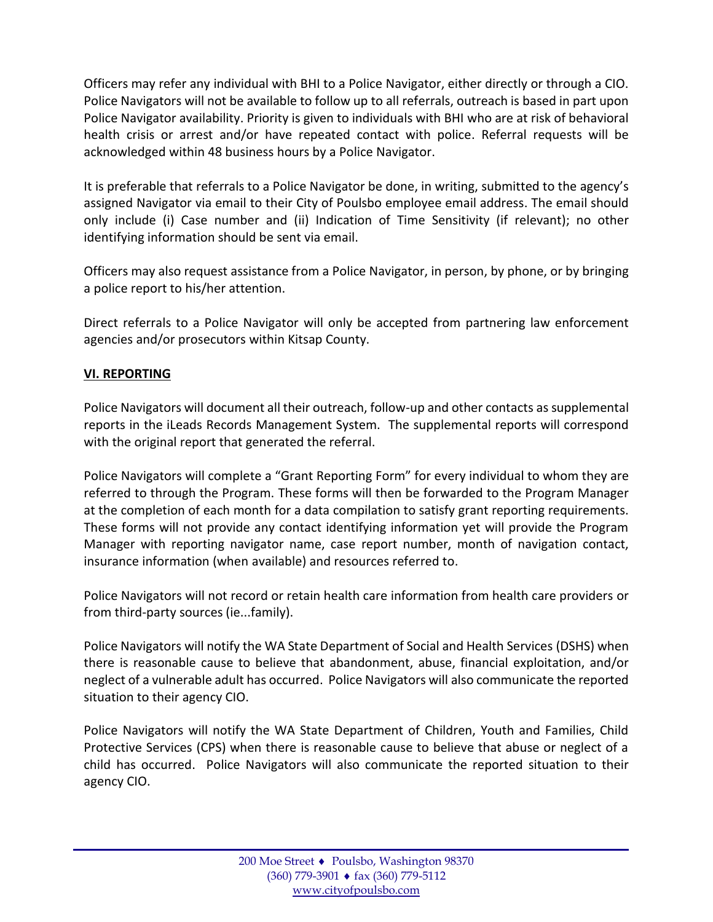Officers may refer any individual with BHI to a Police Navigator, either directly or through a CIO. Police Navigators will not be available to follow up to all referrals, outreach is based in part upon Police Navigator availability. Priority is given to individuals with BHI who are at risk of behavioral health crisis or arrest and/or have repeated contact with police. Referral requests will be acknowledged within 48 business hours by a Police Navigator.

It is preferable that referrals to a Police Navigator be done, in writing, submitted to the agency's assigned Navigator via email to their City of Poulsbo employee email address. The email should only include (i) Case number and (ii) Indication of Time Sensitivity (if relevant); no other identifying information should be sent via email.

Officers may also request assistance from a Police Navigator, in person, by phone, or by bringing a police report to his/her attention.

Direct referrals to a Police Navigator will only be accepted from partnering law enforcement agencies and/or prosecutors within Kitsap County.

## VI. REPORTING

Police Navigators will document all their outreach, follow-up and other contacts as supplemental reports in the iLeads Records Management System. The supplemental reports will correspond with the original report that generated the referral.

Police Navigators will complete a "Grant Reporting Form" for every individual to whom they are referred to through the Program. These forms will then be forwarded to the Program Manager at the completion of each month for a data compilation to satisfy grant reporting requirements. These forms will not provide any contact identifying information yet will provide the Program Manager with reporting navigator name, case report number, month of navigation contact, insurance information (when available) and resources referred to.

Police Navigators will not record or retain health care information from health care providers or from third-party sources (ie...family).

Police Navigators will notify the WA State Department of Social and Health Services (DSHS) when there is reasonable cause to believe that abandonment, abuse, financial exploitation, and/or neglect of a vulnerable adult has occurred. Police Navigators will also communicate the reported situation to their agency CIO.

Police Navigators will notify the WA State Department of Children, Youth and Families, Child Protective Services (CPS) when there is reasonable cause to believe that abuse or neglect of a child has occurred. Police Navigators will also communicate the reported situation to their agency CIO.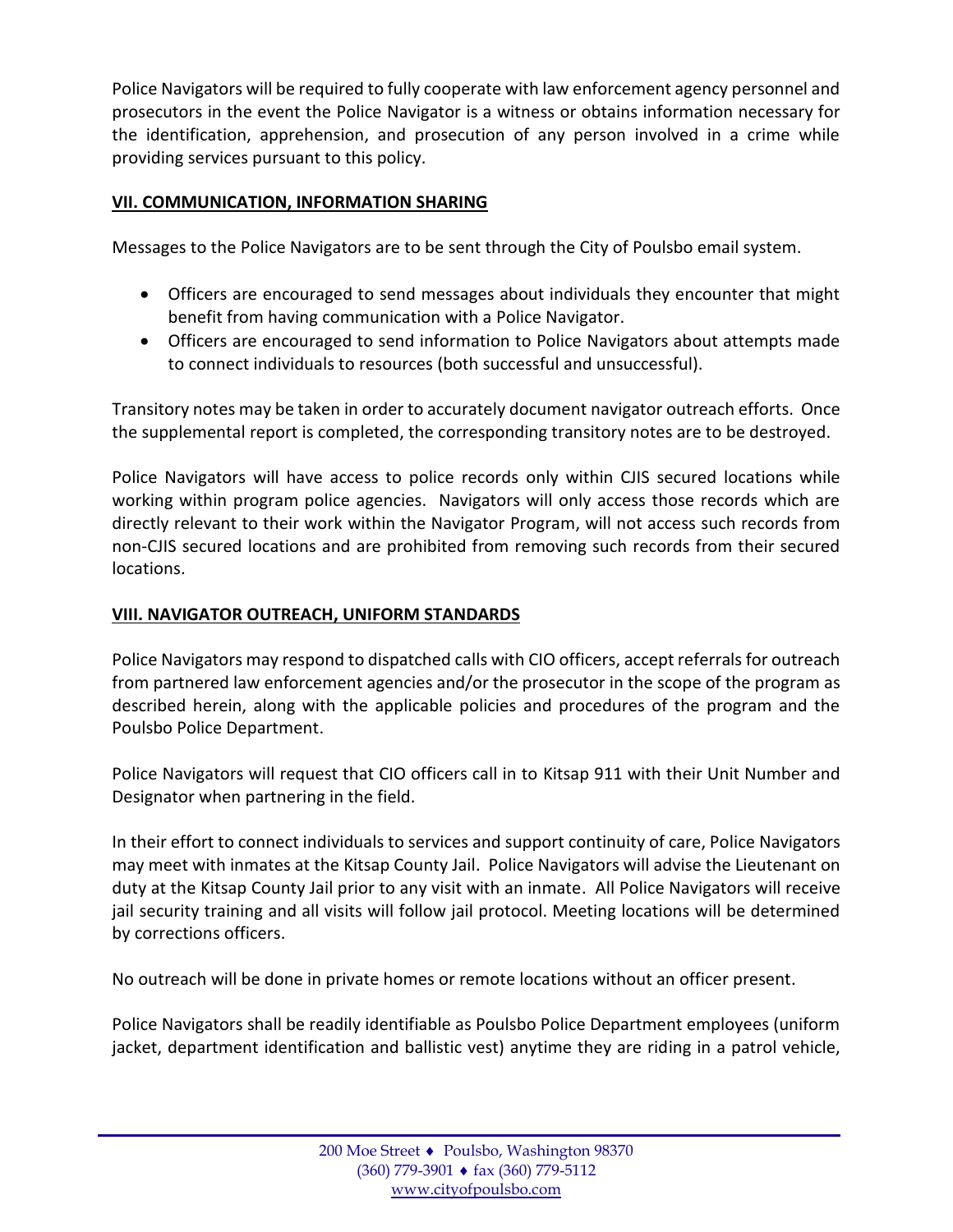Police Navigators will be required to fully cooperate with law enforcement agency personnel and prosecutors in the event the Police Navigator is a witness or obtains information necessary for the identification, apprehension, and prosecution of any person involved in a crime while providing services pursuant to this policy.

## VII. COMMUNICATION, INFORMATION SHARING

Messages to the Police Navigators are to be sent through the City of Poulsbo email system.

- Officers are encouraged to send messages about individuals they encounter that might benefit from having communication with a Police Navigator.
- Officers are encouraged to send information to Police Navigators about attempts made to connect individuals to resources (both successful and unsuccessful).

Transitory notes may be taken in order to accurately document navigator outreach efforts. Once the supplemental report is completed, the corresponding transitory notes are to be destroyed.

Police Navigators will have access to police records only within CJIS secured locations while working within program police agencies. Navigators will only access those records which are directly relevant to their work within the Navigator Program, will not access such records from non-CJIS secured locations and are prohibited from removing such records from their secured locations.

## VIII. NAVIGATOR OUTREACH, UNIFORM STANDARDS

Police Navigators may respond to dispatched calls with CIO officers, accept referrals for outreach from partnered law enforcement agencies and/or the prosecutor in the scope of the program as described herein, along with the applicable policies and procedures of the program and the Poulsbo Police Department.

Police Navigators will request that CIO officers call in to Kitsap 911 with their Unit Number and Designator when partnering in the field.

In their effort to connect individuals to services and support continuity of care, Police Navigators may meet with inmates at the Kitsap County Jail. Police Navigators will advise the Lieutenant on duty at the Kitsap County Jail prior to any visit with an inmate. All Police Navigators will receive jail security training and all visits will follow jail protocol. Meeting locations will be determined by corrections officers.

No outreach will be done in private homes or remote locations without an officer present.

Police Navigators shall be readily identifiable as Poulsbo Police Department employees (uniform jacket, department identification and ballistic vest) anytime they are riding in a patrol vehicle,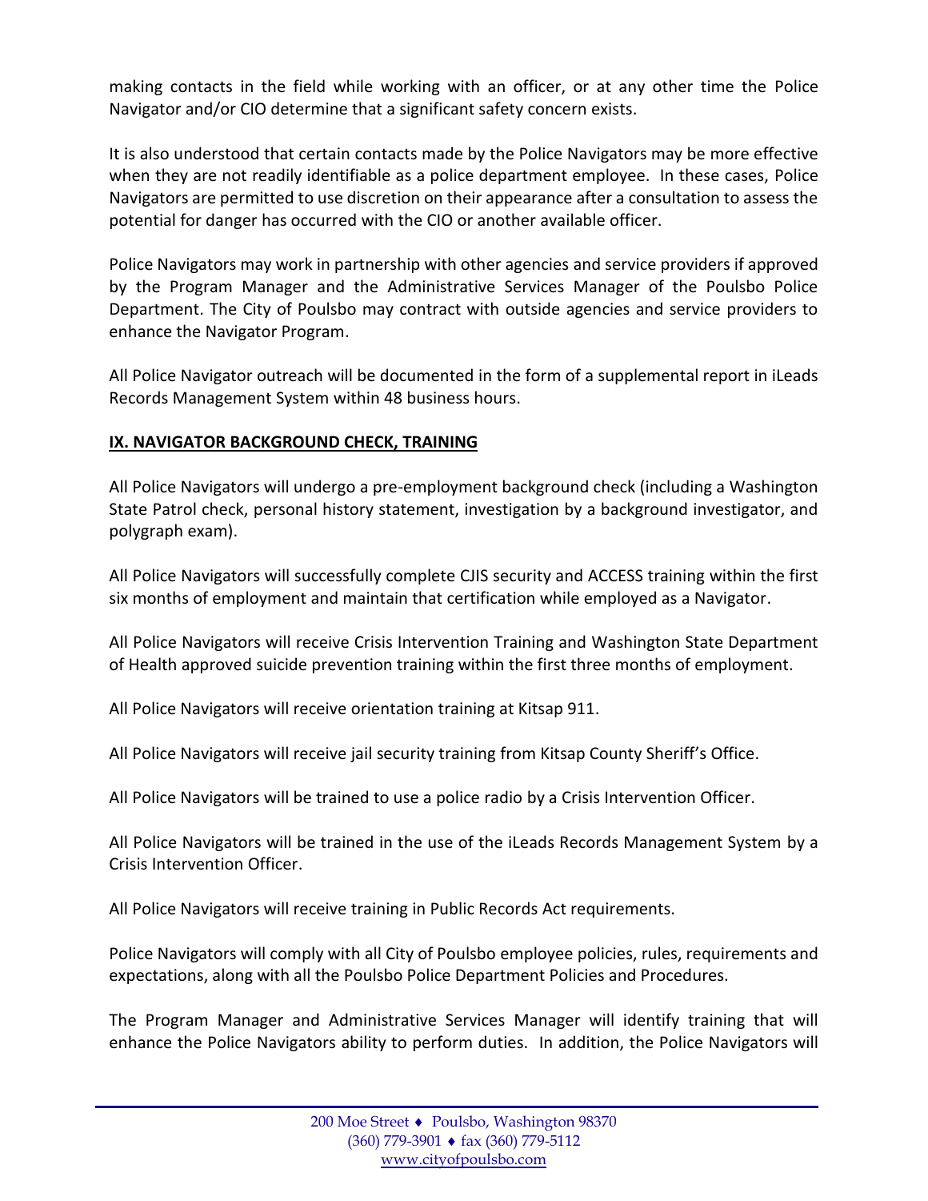making contacts in the field while working with an officer, or at any other time the Police Navigator and/or CIO determine that a significant safety concern exists.

It is also understood that certain contacts made by the Police Navigators may be more effective when they are not readily identifiable as a police department employee. In these cases, Police Navigators are permitted to use discretion on their appearance after a consultation to assess the potential for danger has occurred with the CIO or another available officer.

Police Navigators may work in partnership with other agencies and service providers if approved by the Program Manager and the Administrative Services Manager of the Poulsbo Police Department. The City of Poulsbo may contract with outside agencies and service providers to enhance the Navigator Program.

All Police Navigator outreach will be documented in the form of a supplemental report in iLeads Records Management System within 48 business hours.

## IX. NAVIGATOR BACKGROUND CHECK, TRAINING

All Police Navigators will undergo a pre-employment background check (including a Washington State Patrol check, personal history statement, investigation by a background investigator, and polygraph exam).

All Police Navigators will successfully complete CJIS security and ACCESS training within the first six months of employment and maintain that certification while employed as a Navigator.

All Police Navigators will receive Crisis Intervention Training and Washington State Department of Health approved suicide prevention training within the first three months of employment.

All Police Navigators will receive orientation training at Kitsap 911.

All Police Navigators will receive jail security training from Kitsap County Sheriff's Office.

All Police Navigators will be trained to use a police radio by a Crisis Intervention Officer.

All Police Navigators will be trained in the use of the iLeads Records Management System by a Crisis Intervention Officer.

All Police Navigators will receive training in Public Records Act requirements.

Police Navigators will comply with all City of Poulsbo employee policies, rules, requirements and expectations, along with all the Poulsbo Police Department Policies and Procedures.

The Program Manager and Administrative Services Manager will identify training that will enhance the Police Navigators ability to perform duties. In addition, the Police Navigators will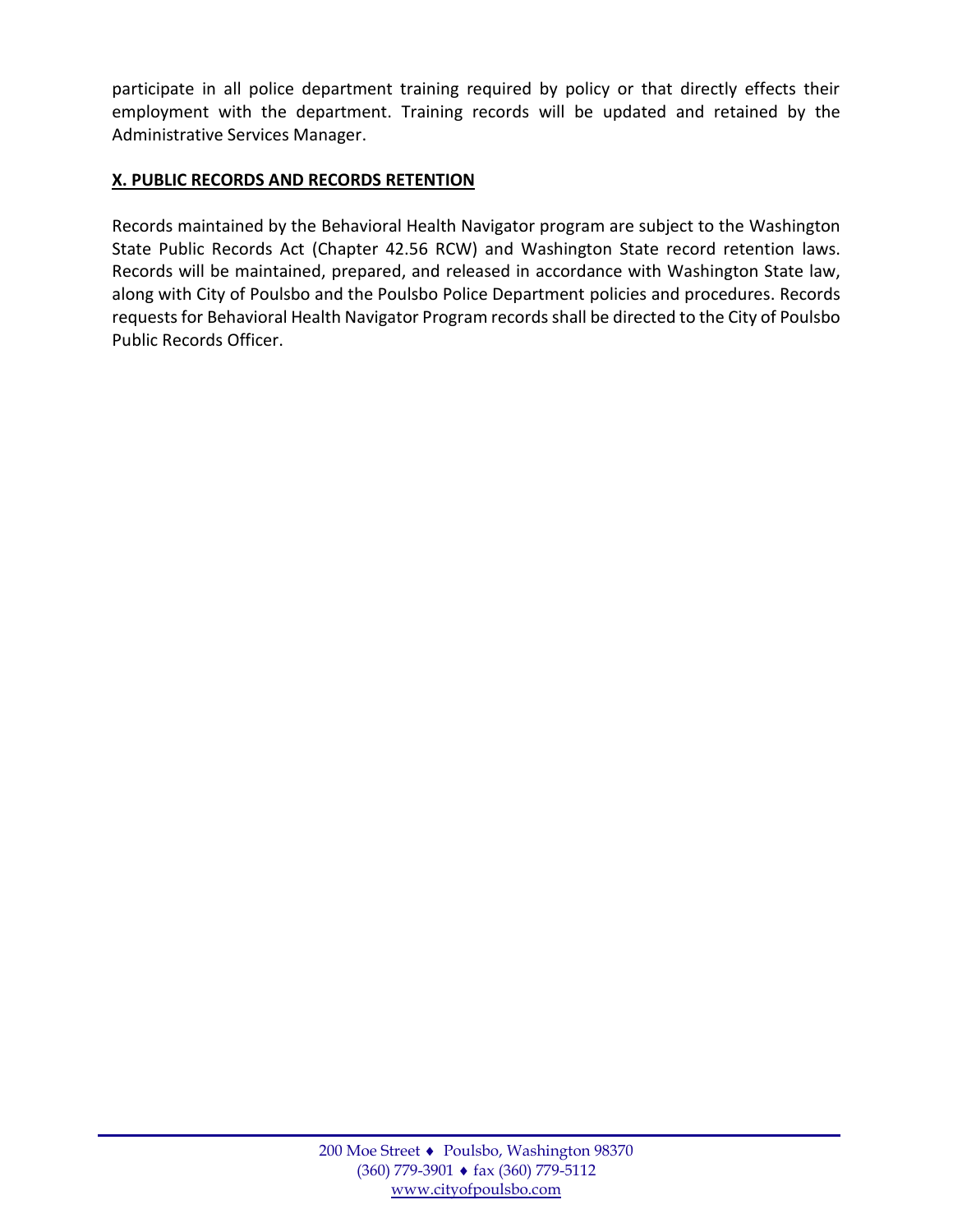participate in all police department training required by policy or that directly effects their employment with the department. Training records will be updated and retained by the Administrative Services Manager.

## X. PUBLIC RECORDS AND RECORDS RETENTION

Records maintained by the Behavioral Health Navigator program are subject to the Washington State Public Records Act (Chapter 42.56 RCW) and Washington State record retention laws. Records will be maintained, prepared, and released in accordance with Washington State law, along with City of Poulsbo and the Poulsbo Police Department policies and procedures. Records requests for Behavioral Health Navigator Program records shall be directed to the City of Poulsbo Public Records Officer.